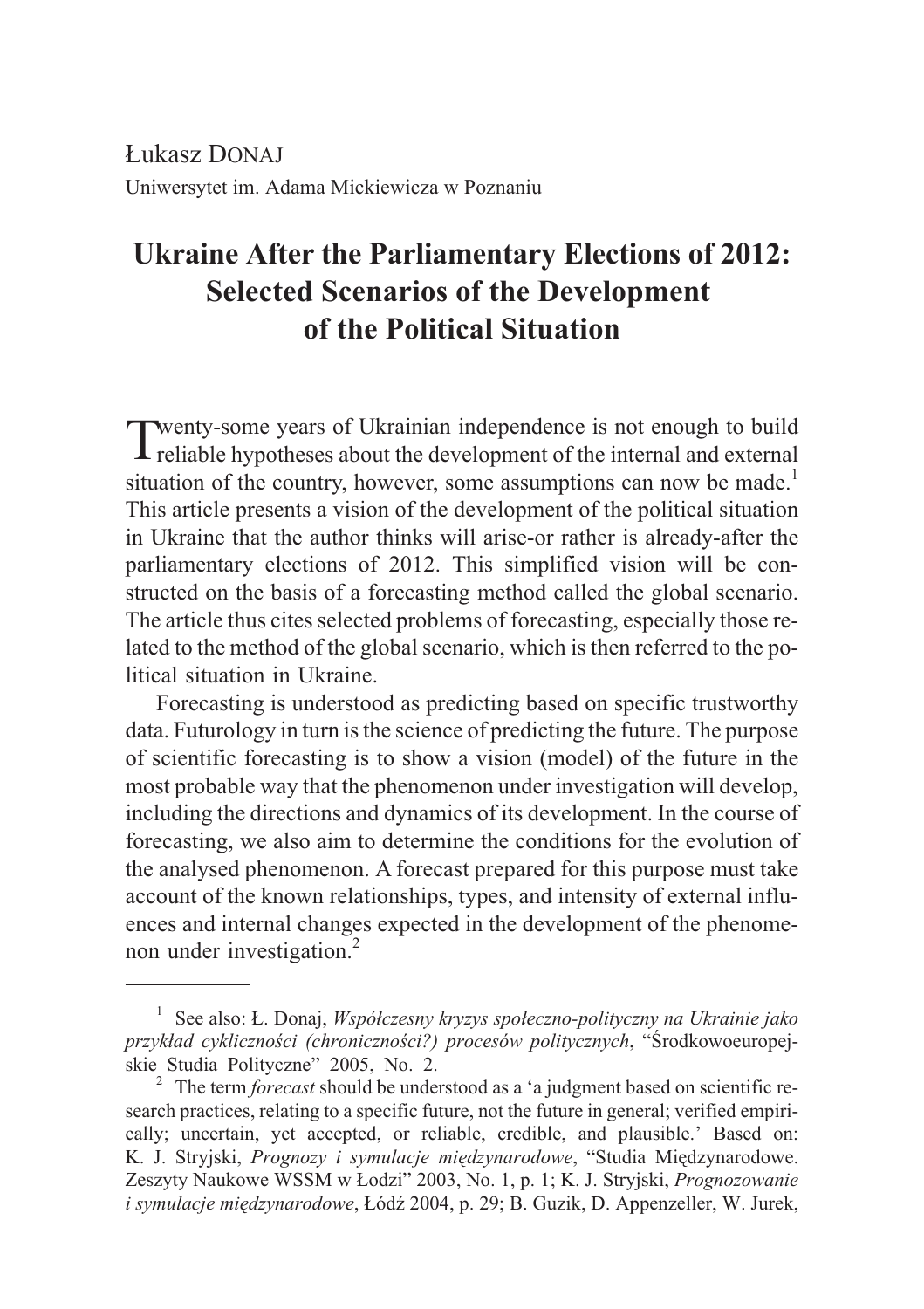Łukasz DONAJ
Uniwersytet im. Adama Mickiewicza w Poznaniu

# Ukraine After the Parliamentary Elections of 2012: Selected Scenarios of the Development of the Political Situation

Twenty-some years of Ukrainian independence is not enough to build reliable hypotheses about the development of the internal and external situation of the country, however, some assumptions can now be made.[1] This article presents a vision of the development of the political situation in Ukraine that the author thinks will arise-or rather is already-after the parliamentary elections of 2012. This simplified vision will be constructed on the basis of a forecasting method called the global scenario. The article thus cites selected problems of forecasting, especially those related to the method of the global scenario, which is then referred to the political situation in Ukraine.

Forecasting is understood as predicting based on specific trustworthy data. Futurology in turn is the science of predicting the future. The purpose of scientific forecasting is to show a vision (model) of the future in the most probable way that the phenomenon under investigation will develop, including the directions and dynamics of its development. In the course of forecasting, we also aim to determine the conditions for the evolution of the analysed phenomenon. A forecast prepared for this purpose must take account of the known relationships, types, and intensity of external influences and internal changes expected in the development of the phenomenon under investigation.[2]

---

[1] See also: Ł. Donaj, *Współczesny kryzys społeczno-polityczny na Ukrainie jako przykład cykliczności (chroniczności?) procesów politycznych*, "Środkowoeuropejskie Studia Polityczne" 2005, No. 2.

[2] The term *forecast* should be understood as a 'a judgment based on scientific research practices, relating to a specific future, not the future in general; verified empirically; uncertain, yet accepted, or reliable, credible, and plausible.' Based on: K. J. Stryjski, *Prognozy i symulacje międzynarodowe*, "Studia Międzynarodowe. Zeszyty Naukowe WSSM w Łodzi" 2003, No. 1, p. 1; K. J. Stryjski, *Prognozowanie i symulacje międzynarodowe*, Łódź 2004, p. 29; B. Guzik, D. Appenzeller, W. Jurek,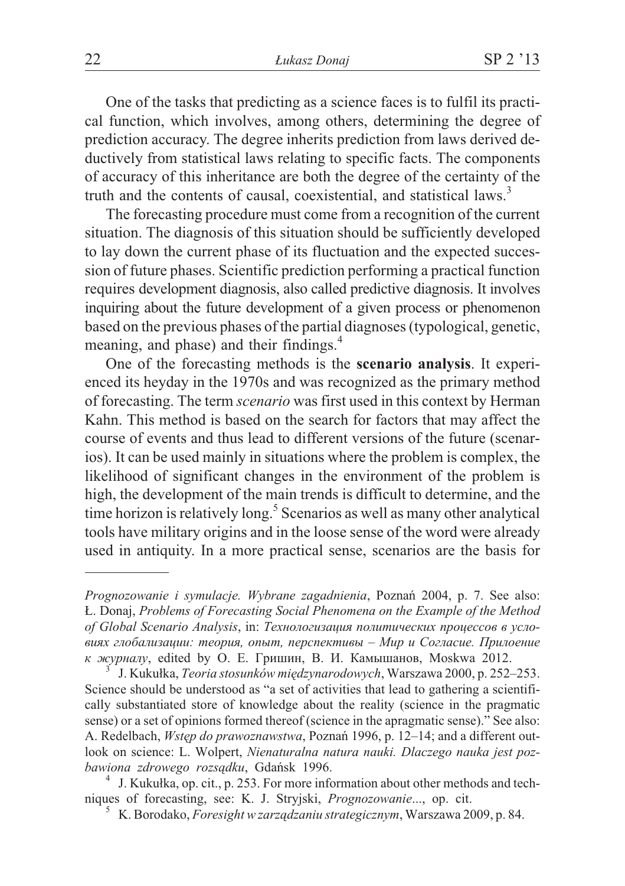One of the tasks that predicting as a science faces is to fulfil its practical function, which involves, among others, determining the degree of prediction accuracy. The degree inherits prediction from laws derived deductively from statistical laws relating to specific facts. The components of accuracy of this inheritance are both the degree of the certainty of the truth and the contents of causal, coexistential, and statistical laws.[3]

The forecasting procedure must come from a recognition of the current situation. The diagnosis of this situation should be sufficiently developed to lay down the current phase of its fluctuation and the expected succession of future phases. Scientific prediction performing a practical function requires development diagnosis, also called predictive diagnosis. It involves inquiring about the future development of a given process or phenomenon based on the previous phases of the partial diagnoses (typological, genetic, meaning, and phase) and their findings.[4]

One of the forecasting methods is the **scenario analysis**. It experienced its heyday in the 1970s and was recognized as the primary method of forecasting. The term *scenario* was first used in this context by Herman Kahn. This method is based on the search for factors that may affect the course of events and thus lead to different versions of the future (scenarios). It can be used mainly in situations where the problem is complex, the likelihood of significant changes in the environment of the problem is high, the development of the main trends is difficult to determine, and the time horizon is relatively long.[5] Scenarios as well as many other analytical tools have military origins and in the loose sense of the word were already used in antiquity. In a more practical sense, scenarios are the basis for

---

*Prognozowanie i symulacje. Wybrane zagadnienia*, Poznań 2004, p. 7. See also: Ł. Donaj, *Problems of Forecasting Social Phenomena on the Example of the Method of Global Scenario Analysis*, in: *Технологизация политических процессов в условиях глобализации: теория, опыт, перспективы – Мир и Согласие. Прилоение к журналу*, edited by О. Е. Гришин, В. И. Камышанов, Moskwa 2012.

[3] J. Kukułka, *Teoria stosunków międzynarodowych*, Warszawa 2000, p. 252–253. Science should be understood as "a set of activities that lead to gathering a scientifically substantiated store of knowledge about the reality (science in the pragmatic sense) or a set of opinions formed thereof (science in the apragmatic sense)." See also: A. Redelbach, *Wstęp do prawoznawstwa*, Poznań 1996, p. 12–14; and a different outlook on science: L. Wolpert, *Nienaturalna natura nauki. Dlaczego nauka jest pozbawiona zdrowego rozsądku*, Gdańsk 1996.

[4] J. Kukułka, op. cit., p. 253. For more information about other methods and techniques of forecasting, see: K. J. Stryjski, *Prognozowanie*..., op. cit.

[5] K. Borodako, *Foresight w zarządzaniu strategicznym*, Warszawa 2009, p. 84.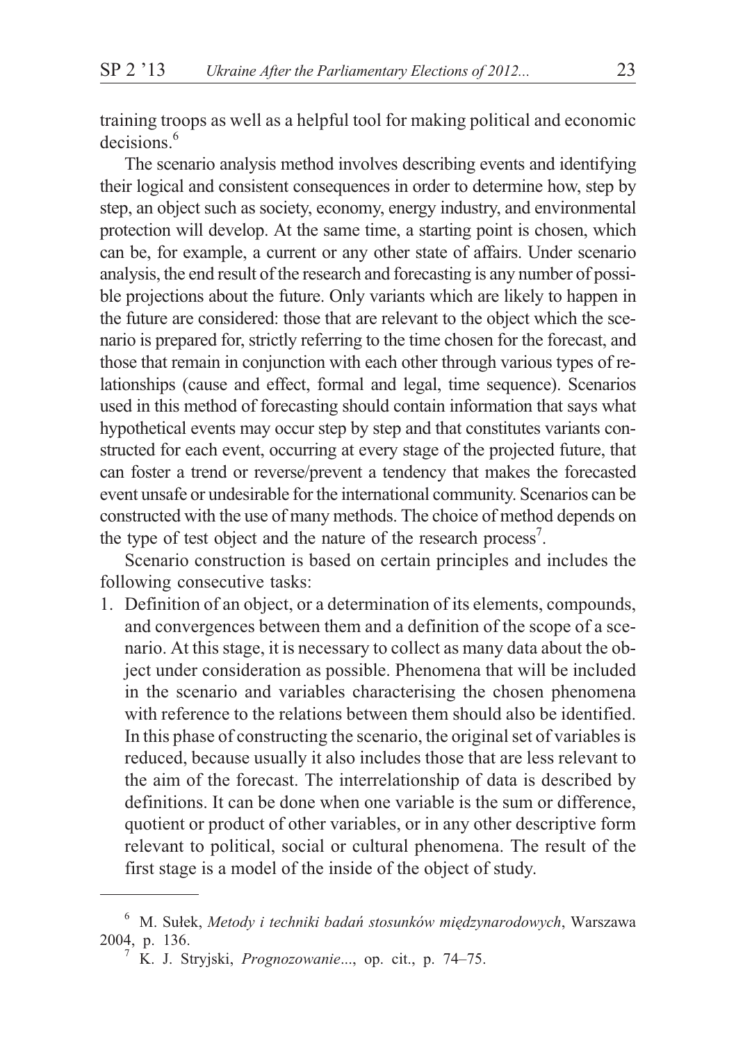training troops as well as a helpful tool for making political and economic decisions.[6]

The scenario analysis method involves describing events and identifying their logical and consistent consequences in order to determine how, step by step, an object such as society, economy, energy industry, and environmental protection will develop. At the same time, a starting point is chosen, which can be, for example, a current or any other state of affairs. Under scenario analysis, the end result of the research and forecasting is any number of possible projections about the future. Only variants which are likely to happen in the future are considered: those that are relevant to the object which the scenario is prepared for, strictly referring to the time chosen for the forecast, and those that remain in conjunction with each other through various types of relationships (cause and effect, formal and legal, time sequence). Scenarios used in this method of forecasting should contain information that says what hypothetical events may occur step by step and that constitutes variants constructed for each event, occurring at every stage of the projected future, that can foster a trend or reverse/prevent a tendency that makes the forecasted event unsafe or undesirable for the international community. Scenarios can be constructed with the use of many methods. The choice of method depends on the type of test object and the nature of the research process[7].

Scenario construction is based on certain principles and includes the following consecutive tasks:

1. Definition of an object, or a determination of its elements, compounds, and convergences between them and a definition of the scope of a scenario. At this stage, it is necessary to collect as many data about the object under consideration as possible. Phenomena that will be included in the scenario and variables characterising the chosen phenomena with reference to the relations between them should also be identified. In this phase of constructing the scenario, the original set of variables is reduced, because usually it also includes those that are less relevant to the aim of the forecast. The interrelationship of data is described by definitions. It can be done when one variable is the sum or difference, quotient or product of other variables, or in any other descriptive form relevant to political, social or cultural phenomena. The result of the first stage is a model of the inside of the object of study.

---

[6] M. Sułek, *Metody i techniki badań stosunków międzynarodowych*, Warszawa 2004, p. 136.

[7] K. J. Stryjski, *Prognozowanie*..., op. cit., p. 74–75.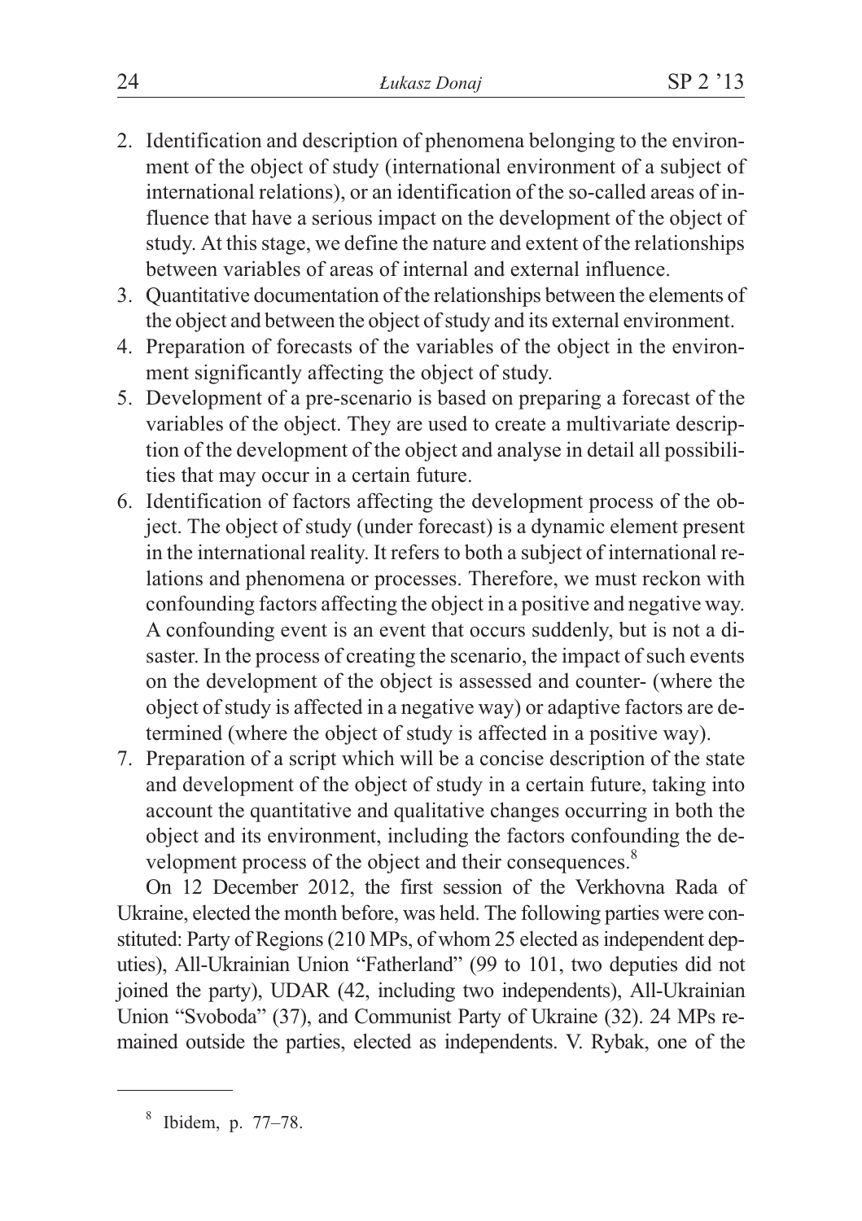2. Identification and description of phenomena belonging to the environment of the object of study (international environment of a subject of international relations), or an identification of the so-called areas of influence that have a serious impact on the development of the object of study. At this stage, we define the nature and extent of the relationships between variables of areas of internal and external influence.
3. Quantitative documentation of the relationships between the elements of the object and between the object of study and its external environment.
4. Preparation of forecasts of the variables of the object in the environment significantly affecting the object of study.
5. Development of a pre-scenario is based on preparing a forecast of the variables of the object. They are used to create a multivariate description of the development of the object and analyse in detail all possibilities that may occur in a certain future.
6. Identification of factors affecting the development process of the object. The object of study (under forecast) is a dynamic element present in the international reality. It refers to both a subject of international relations and phenomena or processes. Therefore, we must reckon with confounding factors affecting the object in a positive and negative way. A confounding event is an event that occurs suddenly, but is not a disaster. In the process of creating the scenario, the impact of such events on the development of the object is assessed and counter- (where the object of study is affected in a negative way) or adaptive factors are determined (where the object of study is affected in a positive way).
7. Preparation of a script which will be a concise description of the state and development of the object of study in a certain future, taking into account the quantitative and qualitative changes occurring in both the object and its environment, including the factors confounding the development process of the object and their consequences.[8]

On 12 December 2012, the first session of the Verkhovna Rada of Ukraine, elected the month before, was held. The following parties were constituted: Party of Regions (210 MPs, of whom 25 elected as independent deputies), All-Ukrainian Union "Fatherland" (99 to 101, two deputies did not joined the party), UDAR (42, including two independents), All-Ukrainian Union "Svoboda" (37), and Communist Party of Ukraine (32). 24 MPs remained outside the parties, elected as independents. V. Rybak, one of the

[8] Ibidem, p. 77–78.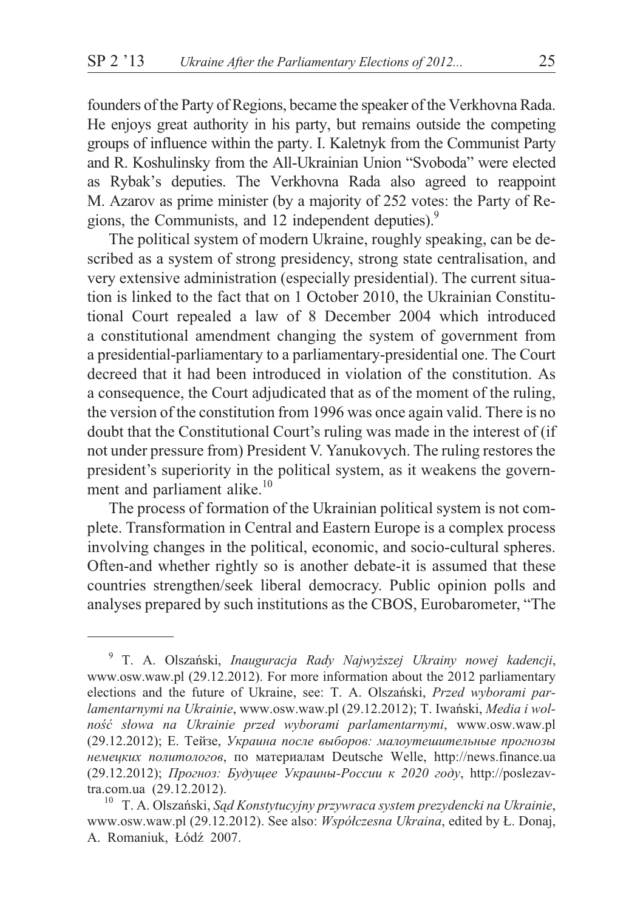founders of the Party of Regions, became the speaker of the Verkhovna Rada. He enjoys great authority in his party, but remains outside the competing groups of influence within the party. I. Kaletnyk from the Communist Party and R. Koshulinsky from the All-Ukrainian Union "Svoboda" were elected as Rybak's deputies. The Verkhovna Rada also agreed to reappoint M. Azarov as prime minister (by a majority of 252 votes: the Party of Regions, the Communists, and 12 independent deputies).[9]

The political system of modern Ukraine, roughly speaking, can be described as a system of strong presidency, strong state centralisation, and very extensive administration (especially presidential). The current situation is linked to the fact that on 1 October 2010, the Ukrainian Constitutional Court repealed a law of 8 December 2004 which introduced a constitutional amendment changing the system of government from a presidential-parliamentary to a parliamentary-presidential one. The Court decreed that it had been introduced in violation of the constitution. As a consequence, the Court adjudicated that as of the moment of the ruling, the version of the constitution from 1996 was once again valid. There is no doubt that the Constitutional Court's ruling was made in the interest of (if not under pressure from) President V. Yanukovych. The ruling restores the president's superiority in the political system, as it weakens the government and parliament alike.[10]

The process of formation of the Ukrainian political system is not complete. Transformation in Central and Eastern Europe is a complex process involving changes in the political, economic, and socio-cultural spheres. Often-and whether rightly so is another debate-it is assumed that these countries strengthen/seek liberal democracy. Public opinion polls and analyses prepared by such institutions as the CBOS, Eurobarometer, "The

---

[9] T. A. Olszański, *Inauguracja Rady Najwyższej Ukrainy nowej kadencji*, www.osw.waw.pl (29.12.2012). For more information about the 2012 parliamentary elections and the future of Ukraine, see: T. A. Olszański, *Przed wyborami parlamentarnymi na Ukrainie*, www.osw.waw.pl (29.12.2012); T. Iwański, *Media i wolność słowa na Ukrainie przed wyborami parlamentarnymi*, www.osw.waw.pl (29.12.2012); Е. Тейзе, *Украина после выборов: малоутешительные прогнозы немецких политологов*, по материалам Deutsche Welle, http://news.finance.ua (29.12.2012); *Прогноз: Будущее Украины-России к 2020 году*, http://poslezavtra.com.ua (29.12.2012).

[10] T. A. Olszański, *Sąd Konstytucyjny przywraca system prezydencki na Ukrainie*, www.osw.waw.pl (29.12.2012). See also: *Współczesna Ukraina*, edited by Ł. Donaj, A. Romaniuk, Łódź 2007.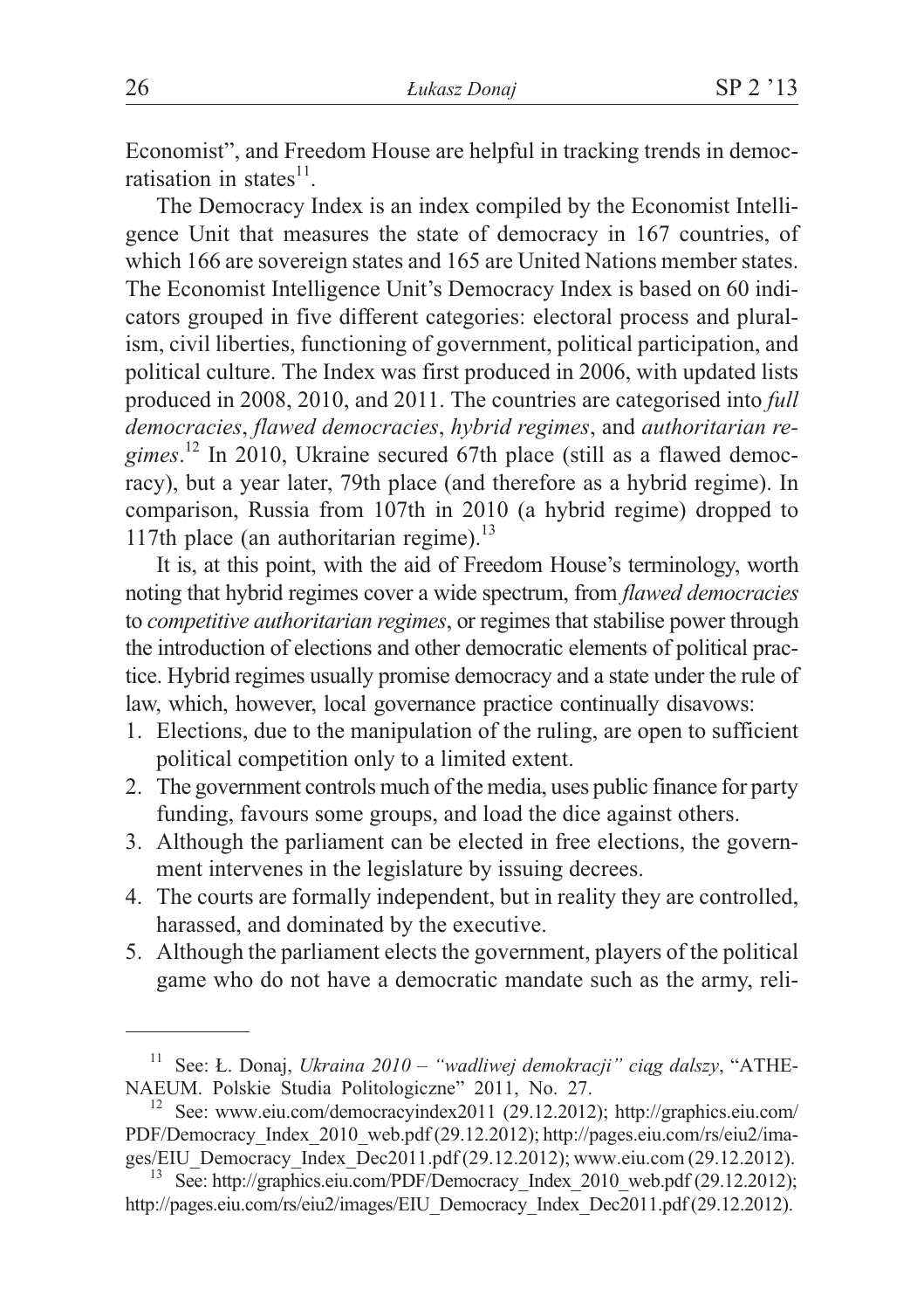Economist", and Freedom House are helpful in tracking trends in democratisation in states[11].

The Democracy Index is an index compiled by the Economist Intelligence Unit that measures the state of democracy in 167 countries, of which 166 are sovereign states and 165 are United Nations member states. The Economist Intelligence Unit's Democracy Index is based on 60 indicators grouped in five different categories: electoral process and pluralism, civil liberties, functioning of government, political participation, and political culture. The Index was first produced in 2006, with updated lists produced in 2008, 2010, and 2011. The countries are categorised into *full democracies*, *flawed democracies*, *hybrid regimes*, and *authoritarian regimes*.[12] In 2010, Ukraine secured 67th place (still as a flawed democracy), but a year later, 79th place (and therefore as a hybrid regime). In comparison, Russia from 107th in 2010 (a hybrid regime) dropped to 117th place (an authoritarian regime).[13]

It is, at this point, with the aid of Freedom House's terminology, worth noting that hybrid regimes cover a wide spectrum, from *flawed democracies* to *competitive authoritarian regimes*, or regimes that stabilise power through the introduction of elections and other democratic elements of political practice. Hybrid regimes usually promise democracy and a state under the rule of law, which, however, local governance practice continually disavows:

1. Elections, due to the manipulation of the ruling, are open to sufficient political competition only to a limited extent.
2. The government controls much of the media, uses public finance for party funding, favours some groups, and load the dice against others.
3. Although the parliament can be elected in free elections, the government intervenes in the legislature by issuing decrees.
4. The courts are formally independent, but in reality they are controlled, harassed, and dominated by the executive.
5. Although the parliament elects the government, players of the political game who do not have a democratic mandate such as the army, reli-

---

[11] See: Ł. Donaj, *Ukraina 2010 – "wadliwej demokracji" ciąg dalszy*, "ATHENAEUM. Polskie Studia Politologiczne" 2011, No. 27.

[12] See: www.eiu.com/democracyindex2011 (29.12.2012); http://graphics.eiu.com/PDF/Democracy_Index_2010_web.pdf (29.12.2012); http://pages.eiu.com/rs/eiu2/images/EIU_Democracy_Index_Dec2011.pdf (29.12.2012); www.eiu.com (29.12.2012).

[13] See: http://graphics.eiu.com/PDF/Democracy_Index_2010_web.pdf (29.12.2012); http://pages.eiu.com/rs/eiu2/images/EIU_Democracy_Index_Dec2011.pdf (29.12.2012).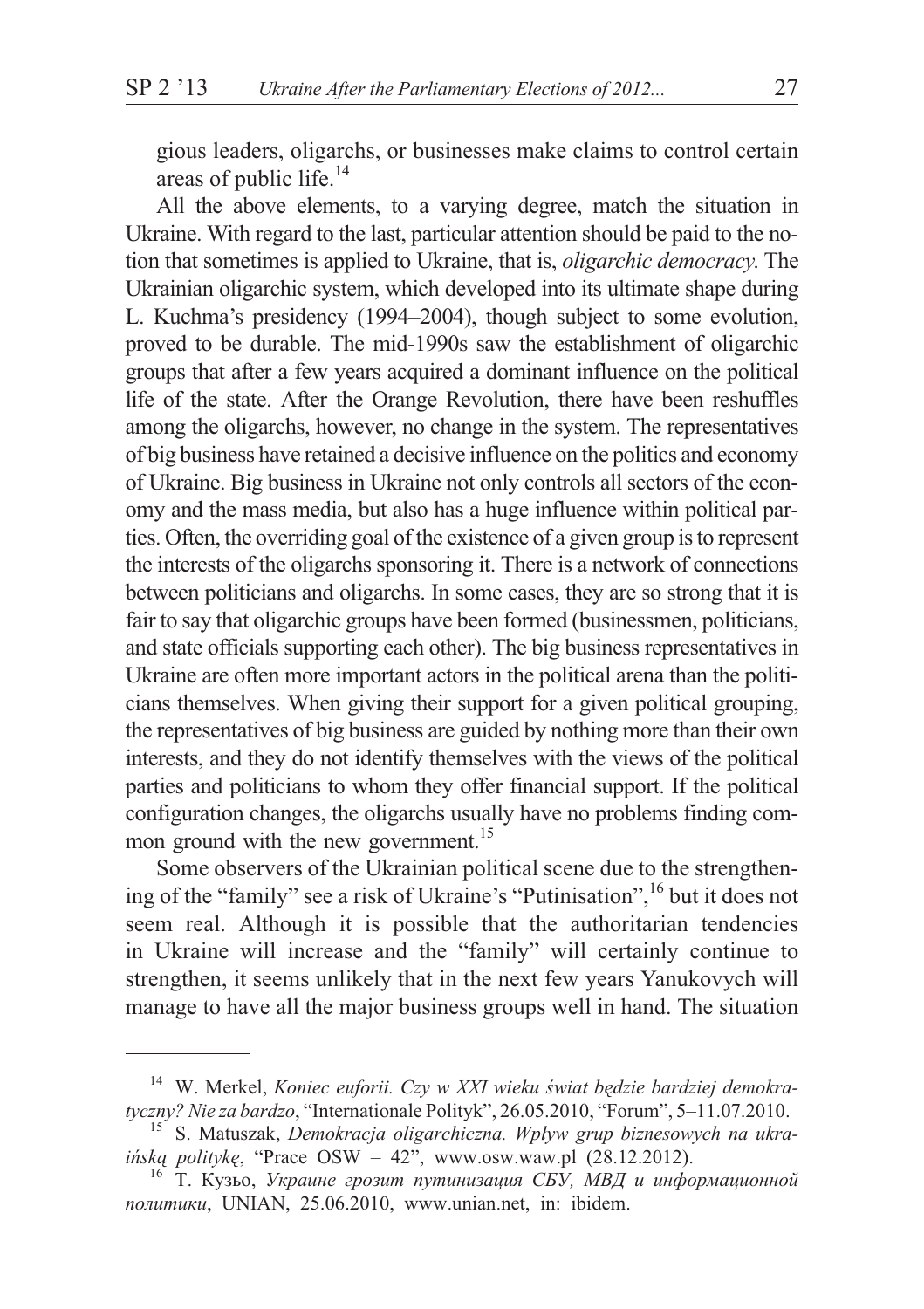gious leaders, oligarchs, or businesses make claims to control certain areas of public life.[14]

All the above elements, to a varying degree, match the situation in Ukraine. With regard to the last, particular attention should be paid to the notion that sometimes is applied to Ukraine, that is, *oligarchic democracy*. The Ukrainian oligarchic system, which developed into its ultimate shape during L. Kuchma's presidency (1994–2004), though subject to some evolution, proved to be durable. The mid-1990s saw the establishment of oligarchic groups that after a few years acquired a dominant influence on the political life of the state. After the Orange Revolution, there have been reshuffles among the oligarchs, however, no change in the system. The representatives of big business have retained a decisive influence on the politics and economy of Ukraine. Big business in Ukraine not only controls all sectors of the economy and the mass media, but also has a huge influence within political parties. Often, the overriding goal of the existence of a given group is to represent the interests of the oligarchs sponsoring it. There is a network of connections between politicians and oligarchs. In some cases, they are so strong that it is fair to say that oligarchic groups have been formed (businessmen, politicians, and state officials supporting each other). The big business representatives in Ukraine are often more important actors in the political arena than the politicians themselves. When giving their support for a given political grouping, the representatives of big business are guided by nothing more than their own interests, and they do not identify themselves with the views of the political parties and politicians to whom they offer financial support. If the political configuration changes, the oligarchs usually have no problems finding common ground with the new government.[15]

Some observers of the Ukrainian political scene due to the strengthening of the "family" see a risk of Ukraine's "Putinisation",[16] but it does not seem real. Although it is possible that the authoritarian tendencies in Ukraine will increase and the "family" will certainly continue to strengthen, it seems unlikely that in the next few years Yanukovych will manage to have all the major business groups well in hand. The situation

---

[14] W. Merkel, *Koniec euforii. Czy w XXI wieku świat będzie bardziej demokratyczny? Nie za bardzo*, "Internationale Polityk", 26.05.2010, "Forum", 5–11.07.2010.

[15] S. Matuszak, *Demokracja oligarchiczna. Wpływ grup biznesowych na ukraińską politykę*, "Prace OSW – 42", www.osw.waw.pl (28.12.2012).

[16] Т. Кузьо, *Украине грозит путинизация СБУ, МВД и информационной политики*, UNIAN, 25.06.2010, www.unian.net, in: ibidem.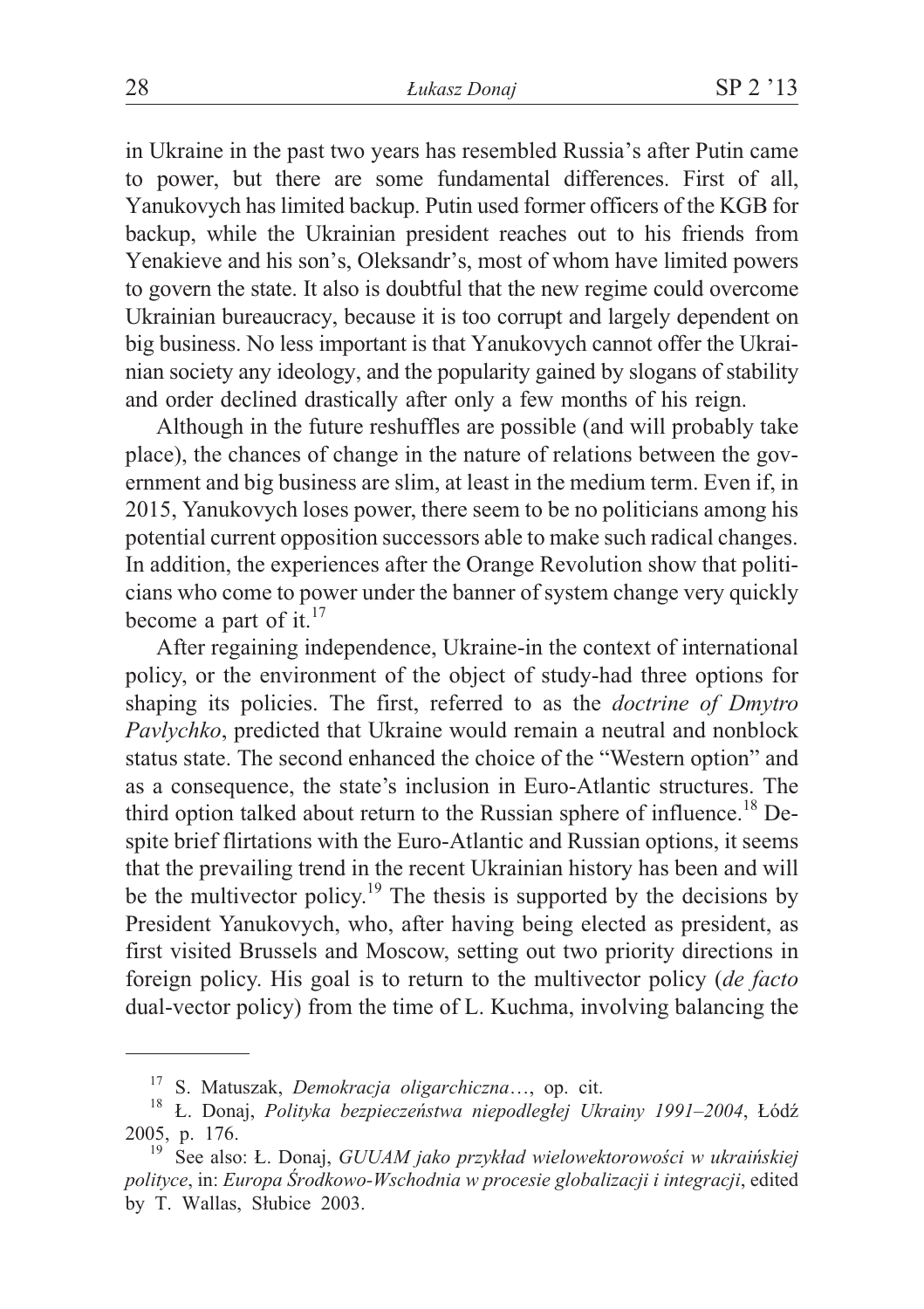in Ukraine in the past two years has resembled Russia's after Putin came to power, but there are some fundamental differences. First of all, Yanukovych has limited backup. Putin used former officers of the KGB for backup, while the Ukrainian president reaches out to his friends from Yenakieve and his son's, Oleksandr's, most of whom have limited powers to govern the state. It also is doubtful that the new regime could overcome Ukrainian bureaucracy, because it is too corrupt and largely dependent on big business. No less important is that Yanukovych cannot offer the Ukrainian society any ideology, and the popularity gained by slogans of stability and order declined drastically after only a few months of his reign.

Although in the future reshuffles are possible (and will probably take place), the chances of change in the nature of relations between the government and big business are slim, at least in the medium term. Even if, in 2015, Yanukovych loses power, there seem to be no politicians among his potential current opposition successors able to make such radical changes. In addition, the experiences after the Orange Revolution show that politicians who come to power under the banner of system change very quickly become a part of it.[17]

After regaining independence, Ukraine-in the context of international policy, or the environment of the object of study-had three options for shaping its policies. The first, referred to as the *doctrine of Dmytro Pavlychko*, predicted that Ukraine would remain a neutral and nonblock status state. The second enhanced the choice of the "Western option" and as a consequence, the state's inclusion in Euro-Atlantic structures. The third option talked about return to the Russian sphere of influence.[18] Despite brief flirtations with the Euro-Atlantic and Russian options, it seems that the prevailing trend in the recent Ukrainian history has been and will be the multivector policy.[19] The thesis is supported by the decisions by President Yanukovych, who, after having being elected as president, as first visited Brussels and Moscow, setting out two priority directions in foreign policy. His goal is to return to the multivector policy (*de facto* dual-vector policy) from the time of L. Kuchma, involving balancing the

---

[17] S. Matuszak, *Demokracja oligarchiczna*…, op. cit.

[18] Ł. Donaj, *Polityka bezpieczeństwa niepodległej Ukrainy 1991–2004*, Łódź 2005, p. 176.

[19] See also: Ł. Donaj, *GUUAM jako przykład wielowektorowości w ukraińskiej polityce*, in: *Europa Środkowo-Wschodnia w procesie globalizacji i integracji*, edited by T. Wallas, Słubice 2003.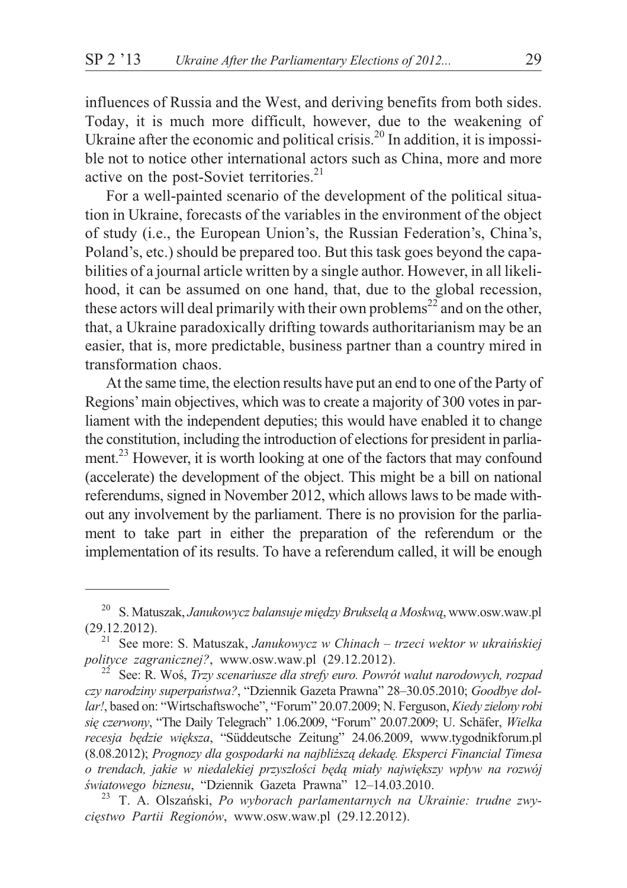influences of Russia and the West, and deriving benefits from both sides. Today, it is much more difficult, however, due to the weakening of Ukraine after the economic and political crisis.[20] In addition, it is impossible not to notice other international actors such as China, more and more active on the post-Soviet territories.[21]

For a well-painted scenario of the development of the political situation in Ukraine, forecasts of the variables in the environment of the object of study (i.e., the European Union's, the Russian Federation's, China's, Poland's, etc.) should be prepared too. But this task goes beyond the capabilities of a journal article written by a single author. However, in all likelihood, it can be assumed on one hand, that, due to the global recession, these actors will deal primarily with their own problems[22] and on the other, that, a Ukraine paradoxically drifting towards authoritarianism may be an easier, that is, more predictable, business partner than a country mired in transformation chaos.

At the same time, the election results have put an end to one of the Party of Regions' main objectives, which was to create a majority of 300 votes in parliament with the independent deputies; this would have enabled it to change the constitution, including the introduction of elections for president in parliament.[23] However, it is worth looking at one of the factors that may confound (accelerate) the development of the object. This might be a bill on national referendums, signed in November 2012, which allows laws to be made without any involvement by the parliament. There is no provision for the parliament to take part in either the preparation of the referendum or the implementation of its results. To have a referendum called, it will be enough

---

[20] S. Matuszak, *Janukowycz balansuje między Brukselą a Moskwą*, www.osw.waw.pl (29.12.2012).

[21] See more: S. Matuszak, *Janukowycz w Chinach – trzeci wektor w ukraińskiej polityce zagranicznej?*, www.osw.waw.pl (29.12.2012).

[22] See: R. Woś, *Trzy scenariusze dla strefy euro. Powrót walut narodowych, rozpad czy narodziny superpaństwa?*, "Dziennik Gazeta Prawna" 28–30.05.2010; *Goodbye dollar!*, based on: "Wirtschaftswoche", "Forum" 20.07.2009; N. Ferguson, *Kiedy zielony robi się czerwony*, "The Daily Telegrach" 1.06.2009, "Forum" 20.07.2009; U. Schäfer, *Wielka recesja będzie większa*, "Süddeutsche Zeitung" 24.06.2009, www.tygodnikforum.pl (8.08.2012); *Prognozy dla gospodarki na najbliższą dekadę. Eksperci Financial Timesa o trendach, jakie w niedalekiej przyszłości będą miały największy wpływ na rozwój światowego biznesu*, "Dziennik Gazeta Prawna" 12–14.03.2010.

[23] T. A. Olszański, *Po wyborach parlamentarnych na Ukrainie: trudne zwycięstwo Partii Regionów*, www.osw.waw.pl (29.12.2012).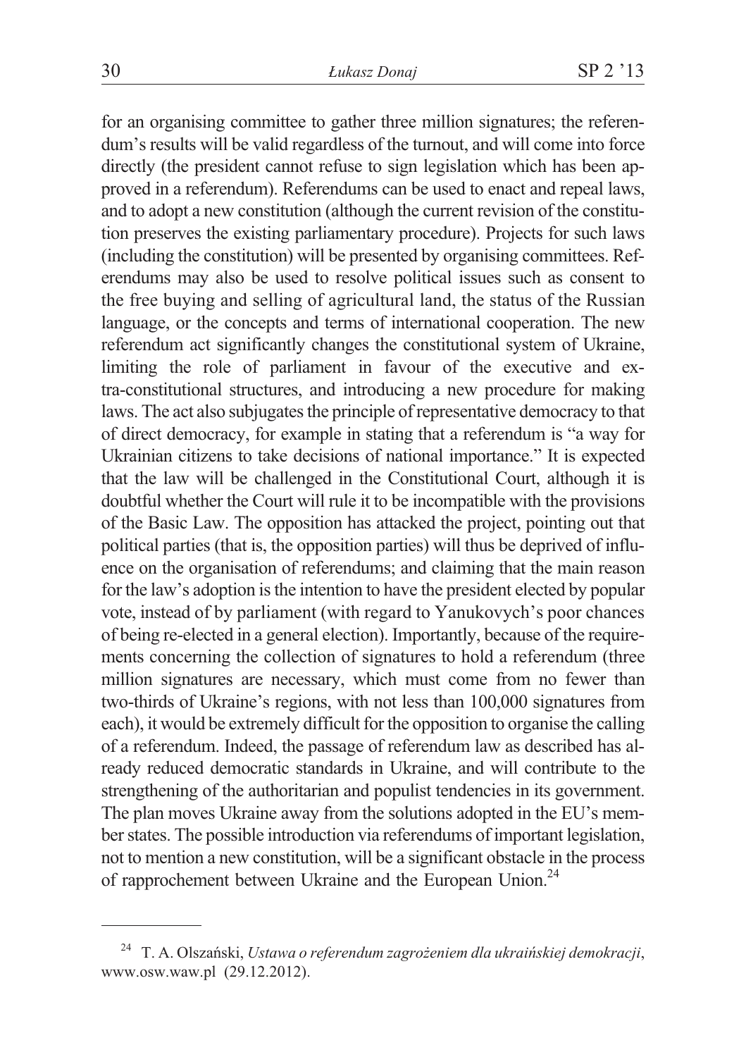for an organising committee to gather three million signatures; the referendum's results will be valid regardless of the turnout, and will come into force directly (the president cannot refuse to sign legislation which has been approved in a referendum). Referendums can be used to enact and repeal laws, and to adopt a new constitution (although the current revision of the constitution preserves the existing parliamentary procedure). Projects for such laws (including the constitution) will be presented by organising committees. Referendums may also be used to resolve political issues such as consent to the free buying and selling of agricultural land, the status of the Russian language, or the concepts and terms of international cooperation. The new referendum act significantly changes the constitutional system of Ukraine, limiting the role of parliament in favour of the executive and extra-constitutional structures, and introducing a new procedure for making laws. The act also subjugates the principle of representative democracy to that of direct democracy, for example in stating that a referendum is "a way for Ukrainian citizens to take decisions of national importance." It is expected that the law will be challenged in the Constitutional Court, although it is doubtful whether the Court will rule it to be incompatible with the provisions of the Basic Law. The opposition has attacked the project, pointing out that political parties (that is, the opposition parties) will thus be deprived of influence on the organisation of referendums; and claiming that the main reason for the law's adoption is the intention to have the president elected by popular vote, instead of by parliament (with regard to Yanukovych's poor chances of being re-elected in a general election). Importantly, because of the requirements concerning the collection of signatures to hold a referendum (three million signatures are necessary, which must come from no fewer than two-thirds of Ukraine's regions, with not less than 100,000 signatures from each), it would be extremely difficult for the opposition to organise the calling of a referendum. Indeed, the passage of referendum law as described has already reduced democratic standards in Ukraine, and will contribute to the strengthening of the authoritarian and populist tendencies in its government. The plan moves Ukraine away from the solutions adopted in the EU's member states. The possible introduction via referendums of important legislation, not to mention a new constitution, will be a significant obstacle in the process of rapprochement between Ukraine and the European Union.[24]

---

[24] T. A. Olszański, *Ustawa o referendum zagrożeniem dla ukraińskiej demokracji*, www.osw.waw.pl (29.12.2012).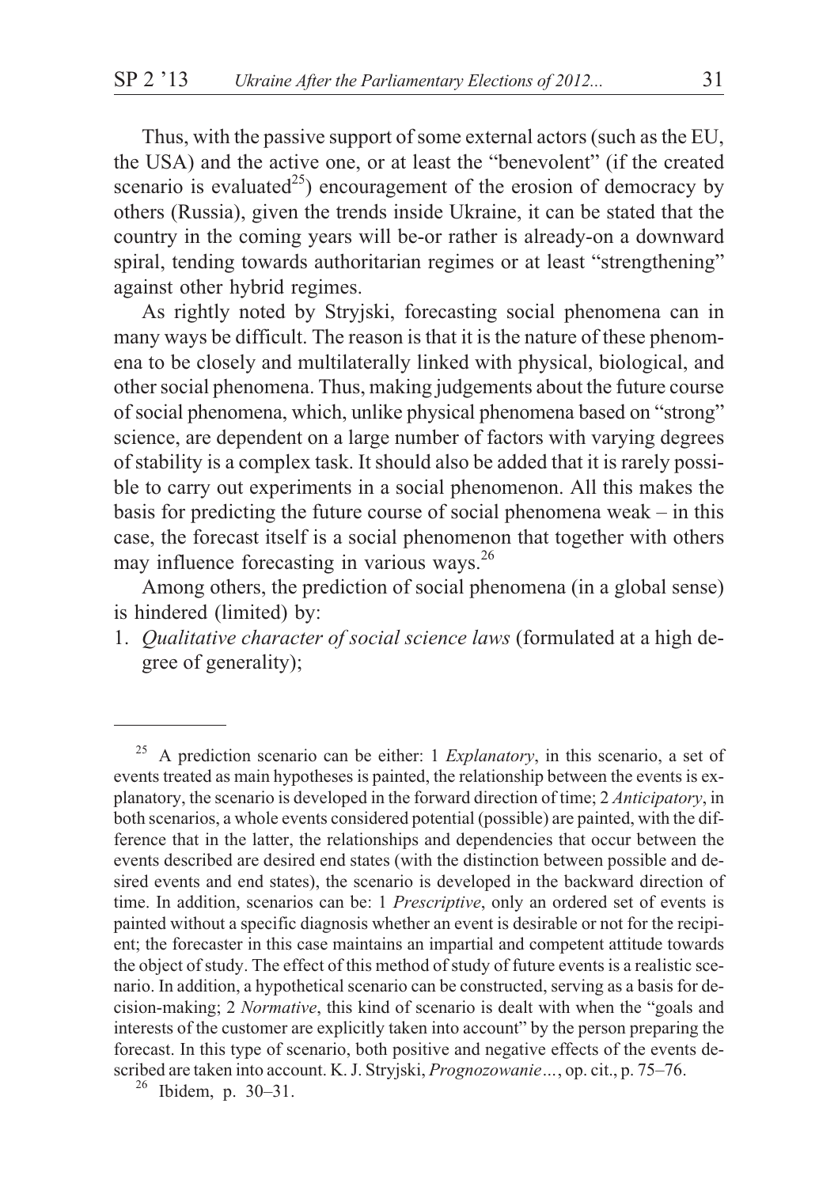Thus, with the passive support of some external actors (such as the EU, the USA) and the active one, or at least the "benevolent" (if the created scenario is evaluated[25]) encouragement of the erosion of democracy by others (Russia), given the trends inside Ukraine, it can be stated that the country in the coming years will be-or rather is already-on a downward spiral, tending towards authoritarian regimes or at least "strengthening" against other hybrid regimes.

As rightly noted by Stryjski, forecasting social phenomena can in many ways be difficult. The reason is that it is the nature of these phenomena to be closely and multilaterally linked with physical, biological, and other social phenomena. Thus, making judgements about the future course of social phenomena, which, unlike physical phenomena based on "strong" science, are dependent on a large number of factors with varying degrees of stability is a complex task. It should also be added that it is rarely possible to carry out experiments in a social phenomenon. All this makes the basis for predicting the future course of social phenomena weak – in this case, the forecast itself is a social phenomenon that together with others may influence forecasting in various ways.[26]

Among others, the prediction of social phenomena (in a global sense) is hindered (limited) by:

1. *Qualitative character of social science laws* (formulated at a high degree of generality);

---

[25] A prediction scenario can be either: 1 *Explanatory*, in this scenario, a set of events treated as main hypotheses is painted, the relationship between the events is explanatory, the scenario is developed in the forward direction of time; 2 *Anticipatory*, in both scenarios, a whole events considered potential (possible) are painted, with the difference that in the latter, the relationships and dependencies that occur between the events described are desired end states (with the distinction between possible and desired events and end states), the scenario is developed in the backward direction of time. In addition, scenarios can be: 1 *Prescriptive*, only an ordered set of events is painted without a specific diagnosis whether an event is desirable or not for the recipient; the forecaster in this case maintains an impartial and competent attitude towards the object of study. The effect of this method of study of future events is a realistic scenario. In addition, a hypothetical scenario can be constructed, serving as a basis for decision-making; 2 *Normative*, this kind of scenario is dealt with when the "goals and interests of the customer are explicitly taken into account" by the person preparing the forecast. In this type of scenario, both positive and negative effects of the events described are taken into account. K. J. Stryjski, *Prognozowanie…*, op. cit., p. 75–76.

[26] Ibidem, p. 30–31.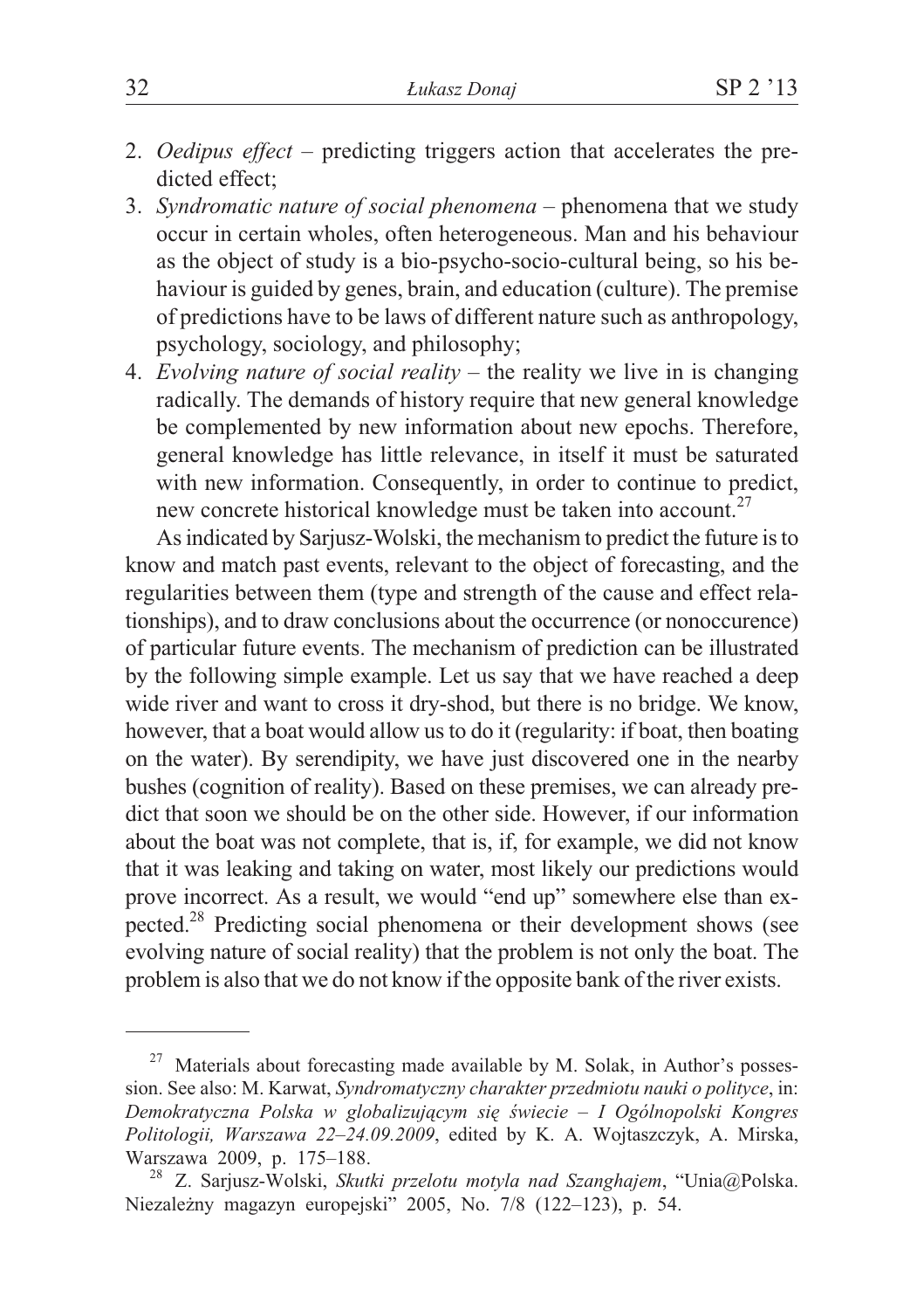2. *Oedipus effect* – predicting triggers action that accelerates the predicted effect;
3. *Syndromatic nature of social phenomena* – phenomena that we study occur in certain wholes, often heterogeneous. Man and his behaviour as the object of study is a bio-psycho-socio-cultural being, so his behaviour is guided by genes, brain, and education (culture). The premise of predictions have to be laws of different nature such as anthropology, psychology, sociology, and philosophy;
4. *Evolving nature of social reality* – the reality we live in is changing radically. The demands of history require that new general knowledge be complemented by new information about new epochs. Therefore, general knowledge has little relevance, in itself it must be saturated with new information. Consequently, in order to continue to predict, new concrete historical knowledge must be taken into account.[27]

As indicated by Sarjusz-Wolski, the mechanism to predict the future is to know and match past events, relevant to the object of forecasting, and the regularities between them (type and strength of the cause and effect relationships), and to draw conclusions about the occurrence (or nonoccurence) of particular future events. The mechanism of prediction can be illustrated by the following simple example. Let us say that we have reached a deep wide river and want to cross it dry-shod, but there is no bridge. We know, however, that a boat would allow us to do it (regularity: if boat, then boating on the water). By serendipity, we have just discovered one in the nearby bushes (cognition of reality). Based on these premises, we can already predict that soon we should be on the other side. However, if our information about the boat was not complete, that is, if, for example, we did not know that it was leaking and taking on water, most likely our predictions would prove incorrect. As a result, we would "end up" somewhere else than expected.[28] Predicting social phenomena or their development shows (see evolving nature of social reality) that the problem is not only the boat. The problem is also that we do not know if the opposite bank of the river exists.

---

[27] Materials about forecasting made available by M. Solak, in Author's possession. See also: M. Karwat, *Syndromatyczny charakter przedmiotu nauki o polityce*, in: *Demokratyczna Polska w globalizującym się świecie – I Ogólnopolski Kongres Politologii, Warszawa 22–24.09.2009*, edited by K. A. Wojtaszczyk, A. Mirska, Warszawa 2009, p. 175–188.

[28] Z. Sarjusz-Wolski, *Skutki przelotu motyla nad Szanghajem*, "Unia@Polska. Niezależny magazyn europejski" 2005, No. 7/8 (122–123), p. 54.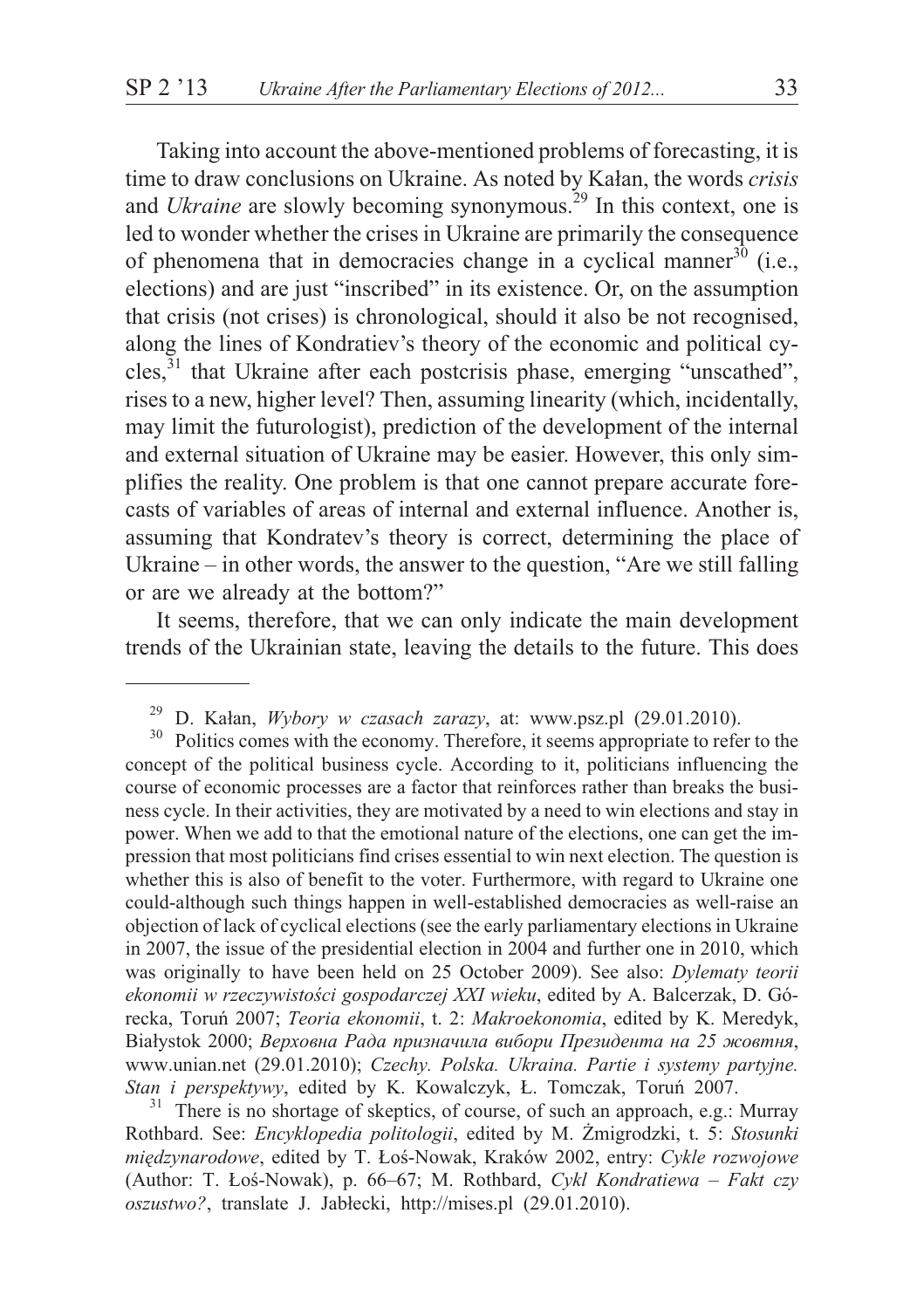Taking into account the above-mentioned problems of forecasting, it is time to draw conclusions on Ukraine. As noted by Kałan, the words *crisis* and *Ukraine* are slowly becoming synonymous.[29] In this context, one is led to wonder whether the crises in Ukraine are primarily the consequence of phenomena that in democracies change in a cyclical manner[30] (i.e., elections) and are just "inscribed" in its existence. Or, on the assumption that crisis (not crises) is chronological, should it also be not recognised, along the lines of Kondratiev's theory of the economic and political cycles,[31] that Ukraine after each postcrisis phase, emerging "unscathed", rises to a new, higher level? Then, assuming linearity (which, incidentally, may limit the futurologist), prediction of the development of the internal and external situation of Ukraine may be easier. However, this only simplifies the reality. One problem is that one cannot prepare accurate forecasts of variables of areas of internal and external influence. Another is, assuming that Kondratev's theory is correct, determining the place of Ukraine – in other words, the answer to the question, "Are we still falling or are we already at the bottom?"

It seems, therefore, that we can only indicate the main development trends of the Ukrainian state, leaving the details to the future. This does

---

[29] D. Kałan, *Wybory w czasach zarazy*, at: www.psz.pl (29.01.2010).

[30] Politics comes with the economy. Therefore, it seems appropriate to refer to the concept of the political business cycle. According to it, politicians influencing the course of economic processes are a factor that reinforces rather than breaks the business cycle. In their activities, they are motivated by a need to win elections and stay in power. When we add to that the emotional nature of the elections, one can get the impression that most politicians find crises essential to win next election. The question is whether this is also of benefit to the voter. Furthermore, with regard to Ukraine one could-although such things happen in well-established democracies as well-raise an objection of lack of cyclical elections (see the early parliamentary elections in Ukraine in 2007, the issue of the presidential election in 2004 and further one in 2010, which was originally to have been held on 25 October 2009). See also: *Dylematy teorii ekonomii w rzeczywistości gospodarczej XXI wieku*, edited by A. Balcerzak, D. Górecka, Toruń 2007; *Teoria ekonomii*, t. 2: *Makroekonomia*, edited by K. Meredyk, Białystok 2000; *Верховна Рада призначила вибори Президента на 25 жовтня*, www.unian.net (29.01.2010); *Czechy. Polska. Ukraina. Partie i systemy partyjne. Stan i perspektywy*, edited by K. Kowalczyk, Ł. Tomczak, Toruń 2007.

[31] There is no shortage of skeptics, of course, of such an approach, e.g.: Murray Rothbard. See: *Encyklopedia politologii*, edited by M. Żmigrodzki, t. 5: *Stosunki międzynarodowe*, edited by T. Łoś-Nowak, Kraków 2002, entry: *Cykle rozwojowe* (Author: T. Łoś-Nowak), p. 66–67; M. Rothbard, *Cykl Kondratiewa – Fakt czy oszustwo?*, translate J. Jabłecki, http://mises.pl (29.01.2010).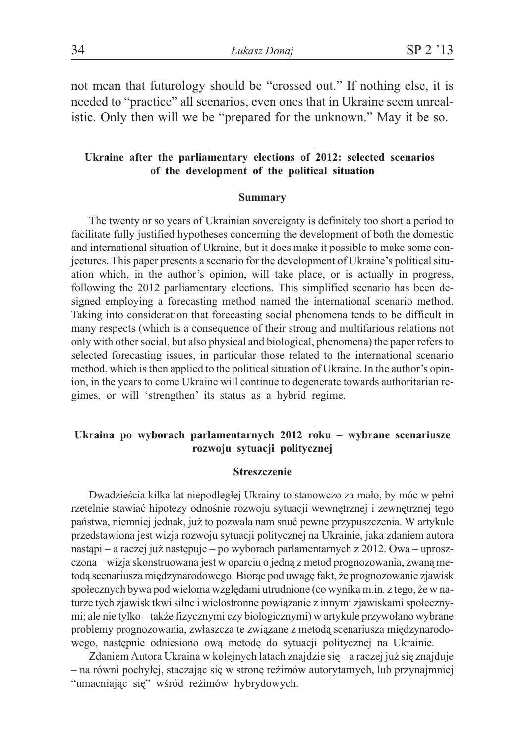not mean that futurology should be "crossed out." If nothing else, it is needed to "practice" all scenarios, even ones that in Ukraine seem unrealistic. Only then will we be "prepared for the unknown." May it be so.

---

### Ukraine after the parliamentary elections of 2012: selected scenarios of the development of the political situation

#### Summary

The twenty or so years of Ukrainian sovereignty is definitely too short a period to facilitate fully justified hypotheses concerning the development of both the domestic and international situation of Ukraine, but it does make it possible to make some conjectures. This paper presents a scenario for the development of Ukraine's political situation which, in the author's opinion, will take place, or is actually in progress, following the 2012 parliamentary elections. This simplified scenario has been designed employing a forecasting method named the international scenario method. Taking into consideration that forecasting social phenomena tends to be difficult in many respects (which is a consequence of their strong and multifarious relations not only with other social, but also physical and biological, phenomena) the paper refers to selected forecasting issues, in particular those related to the international scenario method, which is then applied to the political situation of Ukraine. In the author's opinion, in the years to come Ukraine will continue to degenerate towards authoritarian regimes, or will 'strengthen' its status as a hybrid regime.

---

### Ukraina po wyborach parlamentarnych 2012 roku – wybrane scenariusze rozwoju sytuacji politycznej

#### Streszczenie

Dwadzieścia kilka lat niepodległej Ukrainy to stanowczo za mało, by móc w pełni rzetelnie stawiać hipotezy odnośnie rozwoju sytuacji wewnętrznej i zewnętrznej tego państwa, niemniej jednak, już to pozwala nam snuć pewne przypuszczenia. W artykule przedstawiona jest wizja rozwoju sytuacji politycznej na Ukrainie, jaka zdaniem autora nastąpi – a raczej już następuje – po wyborach parlamentarnych z 2012. Owa – uproszczona – wizja skonstruowana jest w oparciu o jedną z metod prognozowania, zwaną metodą scenariusza międzynarodowego. Biorąc pod uwagę fakt, że prognozowanie zjawisk społecznych bywa pod wieloma względami utrudnione (co wynika m.in. z tego, że w naturze tych zjawisk tkwi silne i wielostronne powiązanie z innymi zjawiskami społecznymi; ale nie tylko – także fizycznymi czy biologicznymi) w artykule przywołano wybrane problemy prognozowania, zwłaszcza te związane z metodą scenariusza międzynarodowego, następnie odniesiono ową metodę do sytuacji politycznej na Ukrainie.

Zdaniem Autora Ukraina w kolejnych latach znajdzie się – a raczej już się znajduje – na równi pochyłej, staczając się w stronę reżimów autorytarnych, lub przynajmniej "umacniając się" wśród reżimów hybrydowych.